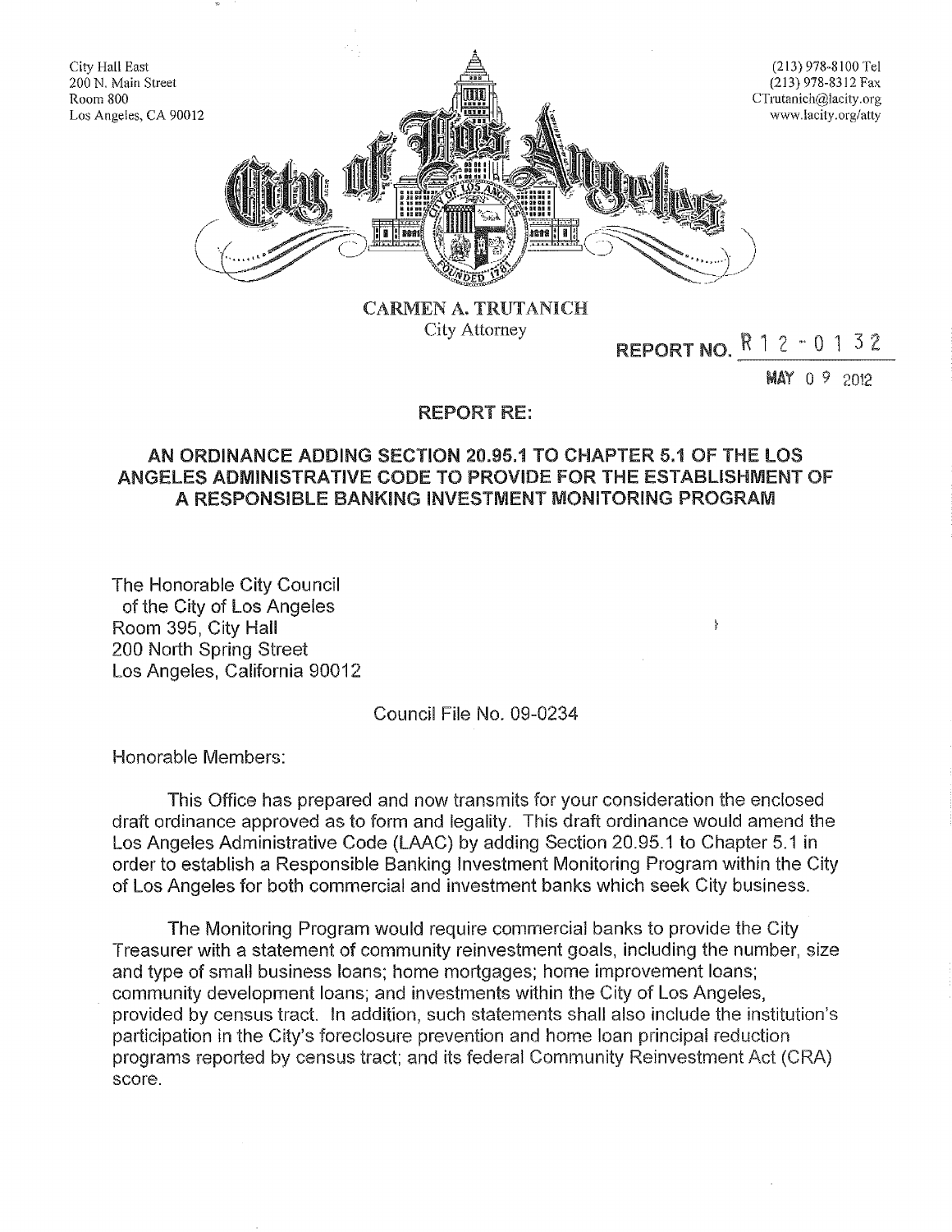City Hall East
200 N. Main Street
Room 800
Los Angeles, CA 90012

(213) 978-8100 Tel
(213) 978-8312 Fax
CTrutanich@lacity.org
www.lacity.org/atty

# City of Los Angeles

**CARMEN A. TRUTANICH**
City Attorney

**REPORT NO.** R 1 2 - 0 1 3 2

MAY 0 9 2012

**REPORT RE:**

## AN ORDINANCE ADDING SECTION 20.95.1 TO CHAPTER 5.1 OF THE LOS ANGELES ADMINISTRATIVE CODE TO PROVIDE FOR THE ESTABLISHMENT OF A RESPONSIBLE BANKING INVESTMENT MONITORING PROGRAM

The Honorable City Council
of the City of Los Angeles
Room 395, City Hall
200 North Spring Street
Los Angeles, California 90012

Council File No. 09-0234

Honorable Members:

This Office has prepared and now transmits for your consideration the enclosed draft ordinance approved as to form and legality. This draft ordinance would amend the Los Angeles Administrative Code (LAAC) by adding Section 20.95.1 to Chapter 5.1 in order to establish a Responsible Banking Investment Monitoring Program within the City of Los Angeles for both commercial and investment banks which seek City business.

The Monitoring Program would require commercial banks to provide the City Treasurer with a statement of community reinvestment goals, including the number, size and type of small business loans; home mortgages; home improvement loans; community development loans; and investments within the City of Los Angeles, provided by census tract. In addition, such statements shall also include the institution's participation in the City's foreclosure prevention and home loan principal reduction programs reported by census tract; and its federal Community Reinvestment Act (CRA) score.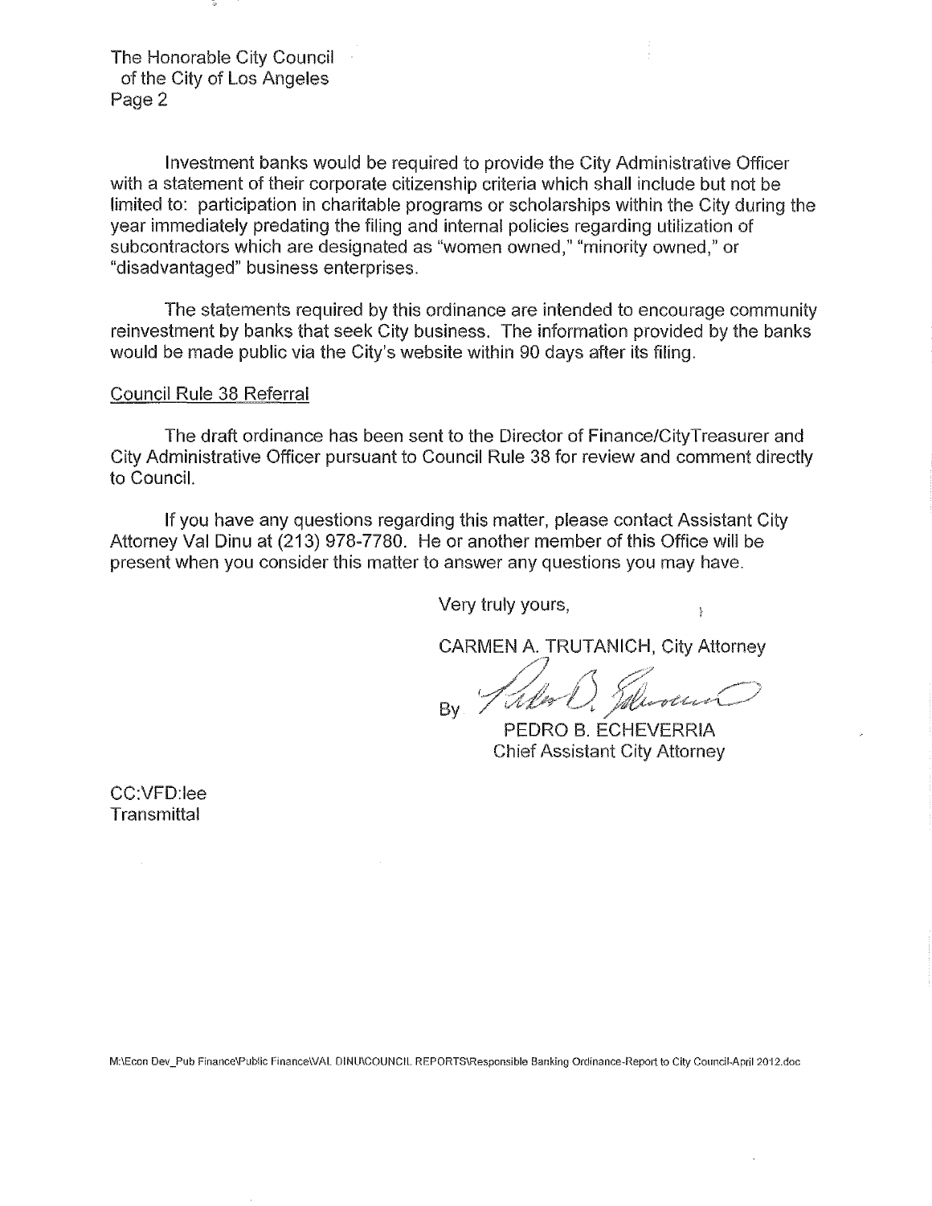Investment banks would be required to provide the City Administrative Officer with a statement of their corporate citizenship criteria which shall include but not be limited to: participation in charitable programs or scholarships within the City during the year immediately predating the filing and internal policies regarding utilization of subcontractors which are designated as "women owned," "minority owned," or "disadvantaged" business enterprises.

The statements required by this ordinance are intended to encourage community reinvestment by banks that seek City business. The information provided by the banks would be made public via the City's website within 90 days after its filing.

Council Rule 38 Referral

The draft ordinance has been sent to the Director of Finance/CityTreasurer and City Administrative Officer pursuant to Council Rule 38 for review and comment directly to Council.

If you have any questions regarding this matter, please contact Assistant City Attorney Val Dinu at (213) 978-7780. He or another member of this Office will be present when you consider this matter to answer any questions you may have.

Very truly yours,

CARMEN A. TRUTANICH, City Attorney

By

PEDRO B. ECHEVERRIA
Chief Assistant City Attorney

CC:VFD:lee
Transmittal

M:\Econ Dev_Pub Finance\Public Finance\VAL DINU\COUNCIL REPORTS\Responsible Banking Ordinance-Report to City Council-April 2012.doc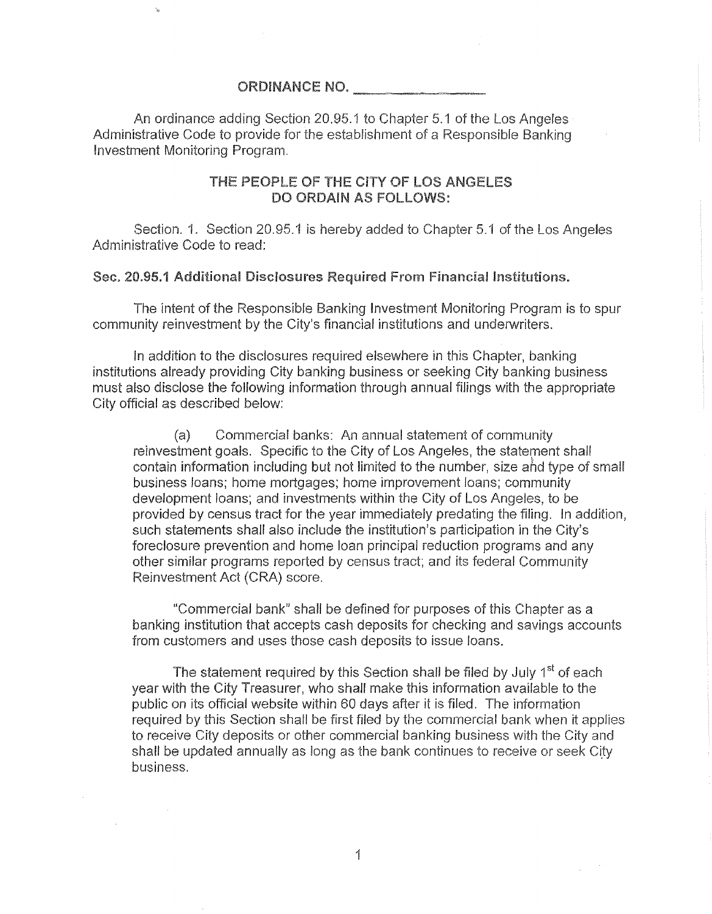ORDINANCE NO. ________________

An ordinance adding Section 20.95.1 to Chapter 5.1 of the Los Angeles Administrative Code to provide for the establishment of a Responsible Banking Investment Monitoring Program.

**THE PEOPLE OF THE CITY OF LOS ANGELES DO ORDAIN AS FOLLOWS:**

Section. 1. Section 20.95.1 is hereby added to Chapter 5.1 of the Los Angeles Administrative Code to read:

**Sec. 20.95.1 Additional Disclosures Required From Financial Institutions.**

The intent of the Responsible Banking Investment Monitoring Program is to spur community reinvestment by the City's financial institutions and underwriters.

In addition to the disclosures required elsewhere in this Chapter, banking institutions already providing City banking business or seeking City banking business must also disclose the following information through annual filings with the appropriate City official as described below:

(a) Commercial banks: An annual statement of community reinvestment goals. Specific to the City of Los Angeles, the statement shall contain information including but not limited to the number, size and type of small business loans; home mortgages; home improvement loans; community development loans; and investments within the City of Los Angeles, to be provided by census tract for the year immediately predating the filing. In addition, such statements shall also include the institution's participation in the City's foreclosure prevention and home loan principal reduction programs and any other similar programs reported by census tract; and its federal Community Reinvestment Act (CRA) score.

"Commercial bank" shall be defined for purposes of this Chapter as a banking institution that accepts cash deposits for checking and savings accounts from customers and uses those cash deposits to issue loans.

The statement required by this Section shall be filed by July 1st of each year with the City Treasurer, who shall make this information available to the public on its official website within 60 days after it is filed. The information required by this Section shall be first filed by the commercial bank when it applies to receive City deposits or other commercial banking business with the City and shall be updated annually as long as the bank continues to receive or seek City business.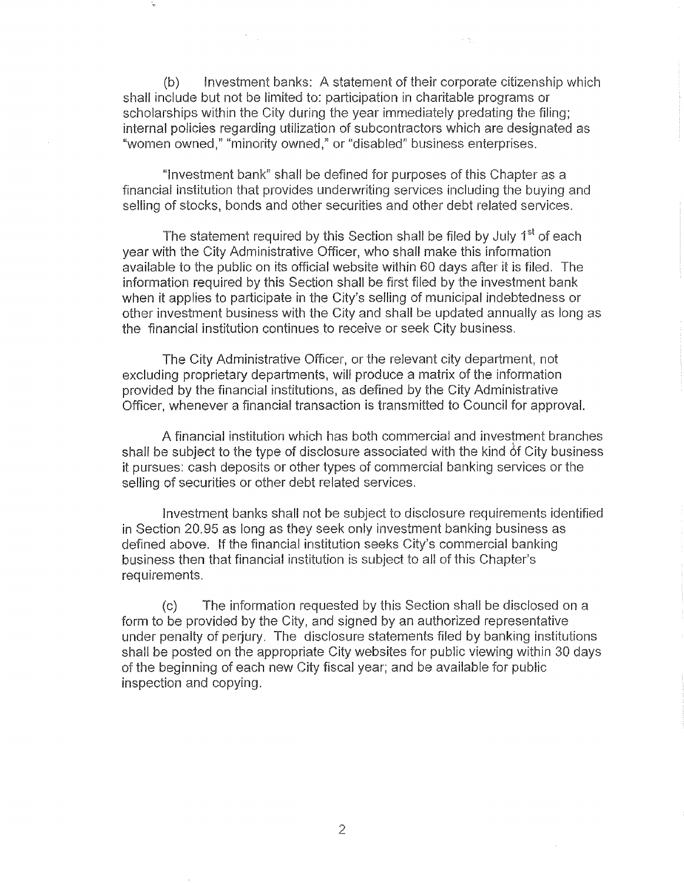(b) Investment banks: A statement of their corporate citizenship which shall include but not be limited to: participation in charitable programs or scholarships within the City during the year immediately predating the filing; internal policies regarding utilization of subcontractors which are designated as "women owned," "minority owned," or "disabled" business enterprises.

"Investment bank" shall be defined for purposes of this Chapter as a financial institution that provides underwriting services including the buying and selling of stocks, bonds and other securities and other debt related services.

The statement required by this Section shall be filed by July 1st of each year with the City Administrative Officer, who shall make this information available to the public on its official website within 60 days after it is filed. The information required by this Section shall be first filed by the investment bank when it applies to participate in the City's selling of municipal indebtedness or other investment business with the City and shall be updated annually as long as the financial institution continues to receive or seek City business.

The City Administrative Officer, or the relevant city department, not excluding proprietary departments, will produce a matrix of the information provided by the financial institutions, as defined by the City Administrative Officer, whenever a financial transaction is transmitted to Council for approval.

A financial institution which has both commercial and investment branches shall be subject to the type of disclosure associated with the kind of City business it pursues: cash deposits or other types of commercial banking services or the selling of securities or other debt related services.

Investment banks shall not be subject to disclosure requirements identified in Section 20.95 as long as they seek only investment banking business as defined above. If the financial institution seeks City's commercial banking business then that financial institution is subject to all of this Chapter's requirements.

(c) The information requested by this Section shall be disclosed on a form to be provided by the City, and signed by an authorized representative under penalty of perjury. The disclosure statements filed by banking institutions shall be posted on the appropriate City websites for public viewing within 30 days of the beginning of each new City fiscal year; and be available for public inspection and copying.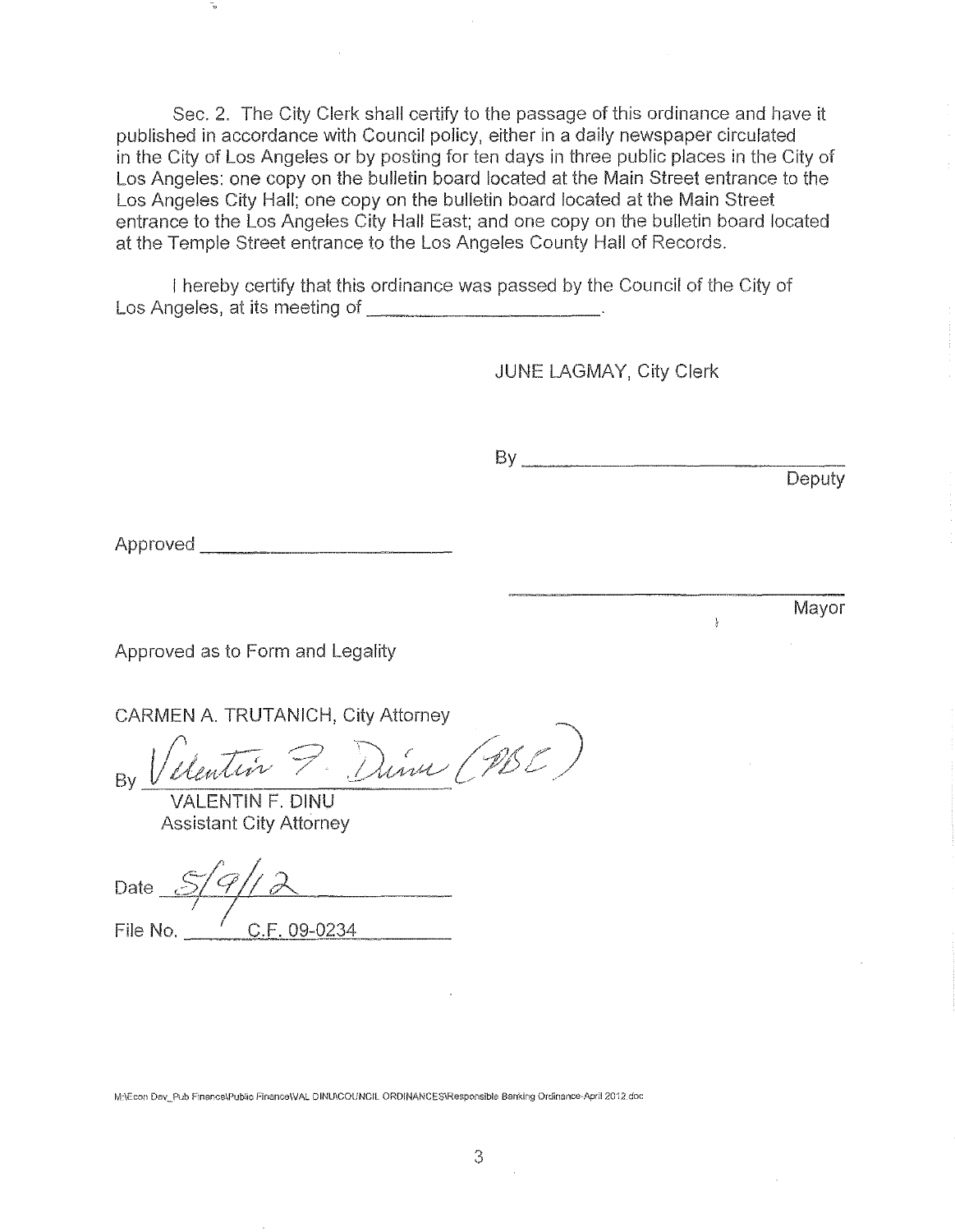Sec. 2. The City Clerk shall certify to the passage of this ordinance and have it published in accordance with Council policy, either in a daily newspaper circulated in the City of Los Angeles or by posting for ten days in three public places in the City of Los Angeles: one copy on the bulletin board located at the Main Street entrance to the Los Angeles City Hall; one copy on the bulletin board located at the Main Street entrance to the Los Angeles City Hall East; and one copy on the bulletin board located at the Temple Street entrance to the Los Angeles County Hall of Records.

I hereby certify that this ordinance was passed by the Council of the City of Los Angeles, at its meeting of ______________________.

JUNE LAGMAY, City Clerk

By ______________________________
Deputy

Approved ______________________

______________________________
Mayor

Approved as to Form and Legality

CARMEN A. TRUTANICH, City Attorney

By *Valentin F. Dinu (PBC)*
VALENTIN F. DINU
Assistant City Attorney

Date *5/9/12*

File No. C.F. 09-0234

M:\Econ Dev_Pub Finance\Public Finance\VAL DINU\COUNCIL ORDINANCES\Responsible Banking Ordinance-April 2012.doc